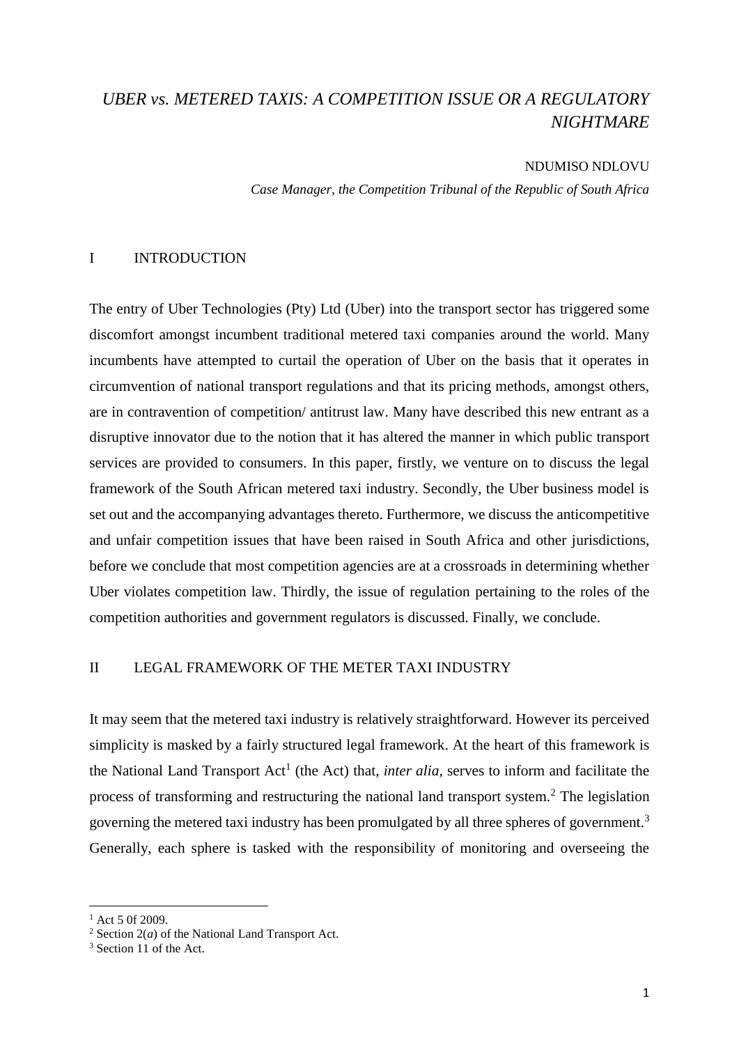# *UBER vs. METERED TAXIS: A COMPETITION ISSUE OR A REGULATORY NIGHTMARE*

NDUMISO NDLOVU

*Case Manager, the Competition Tribunal of the Republic of South Africa*

## I INTRODUCTION

The entry of Uber Technologies (Pty) Ltd (Uber) into the transport sector has triggered some discomfort amongst incumbent traditional metered taxi companies around the world. Many incumbents have attempted to curtail the operation of Uber on the basis that it operates in circumvention of national transport regulations and that its pricing methods, amongst others, are in contravention of competition/ antitrust law. Many have described this new entrant as a disruptive innovator due to the notion that it has altered the manner in which public transport services are provided to consumers. In this paper, firstly, we venture on to discuss the legal framework of the South African metered taxi industry. Secondly, the Uber business model is set out and the accompanying advantages thereto. Furthermore, we discuss the anticompetitive and unfair competition issues that have been raised in South Africa and other jurisdictions, before we conclude that most competition agencies are at a crossroads in determining whether Uber violates competition law. Thirdly, the issue of regulation pertaining to the roles of the competition authorities and government regulators is discussed. Finally, we conclude.

## II LEGAL FRAMEWORK OF THE METER TAXI INDUSTRY

It may seem that the metered taxi industry is relatively straightforward. However its perceived simplicity is masked by a fairly structured legal framework. At the heart of this framework is the National Land Transport Act[1] (the Act) that, *inter alia*, serves to inform and facilitate the process of transforming and restructuring the national land transport system.[2] The legislation governing the metered taxi industry has been promulgated by all three spheres of government.[3] Generally, each sphere is tasked with the responsibility of monitoring and overseeing the

---

[1] Act 5 0f 2009.

[2] Section 2(*a*) of the National Land Transport Act.

[3] Section 11 of the Act.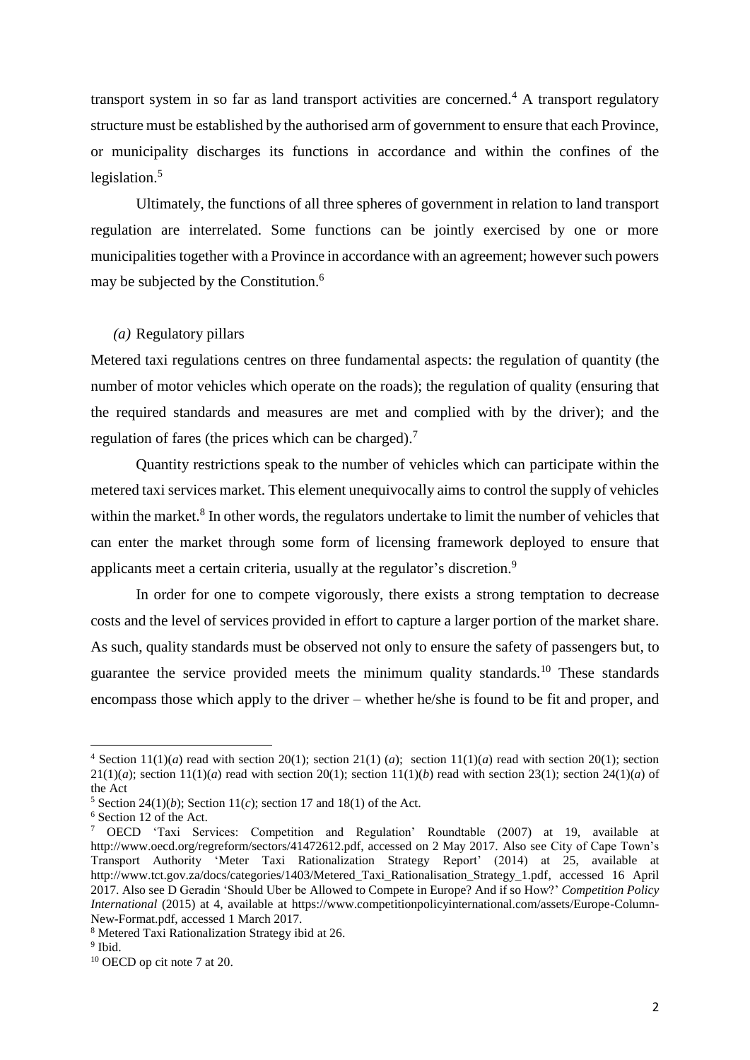transport system in so far as land transport activities are concerned.[4] A transport regulatory structure must be established by the authorised arm of government to ensure that each Province, or municipality discharges its functions in accordance and within the confines of the legislation.[5]

Ultimately, the functions of all three spheres of government in relation to land transport regulation are interrelated. Some functions can be jointly exercised by one or more municipalities together with a Province in accordance with an agreement; however such powers may be subjected by the Constitution.[6]

*(a)* Regulatory pillars

Metered taxi regulations centres on three fundamental aspects: the regulation of quantity (the number of motor vehicles which operate on the roads); the regulation of quality (ensuring that the required standards and measures are met and complied with by the driver); and the regulation of fares (the prices which can be charged).[7]

Quantity restrictions speak to the number of vehicles which can participate within the metered taxi services market. This element unequivocally aims to control the supply of vehicles within the market.[8] In other words, the regulators undertake to limit the number of vehicles that can enter the market through some form of licensing framework deployed to ensure that applicants meet a certain criteria, usually at the regulator's discretion.[9]

In order for one to compete vigorously, there exists a strong temptation to decrease costs and the level of services provided in effort to capture a larger portion of the market share. As such, quality standards must be observed not only to ensure the safety of passengers but, to guarantee the service provided meets the minimum quality standards.[10] These standards encompass those which apply to the driver – whether he/she is found to be fit and proper, and

---

[4] Section 11(1)(*a*) read with section 20(1); section 21(1) (*a*); section 11(1)(*a*) read with section 20(1); section 21(1)(*a*); section 11(1)(*a*) read with section 20(1); section 11(1)(*b*) read with section 23(1); section 24(1)(*a*) of the Act

[5] Section 24(1)(*b*); Section 11(*c*); section 17 and 18(1) of the Act.

[6] Section 12 of the Act.

[7] OECD 'Taxi Services: Competition and Regulation' Roundtable (2007) at 19, available at http://www.oecd.org/regreform/sectors/41472612.pdf, accessed on 2 May 2017. Also see City of Cape Town's Transport Authority 'Meter Taxi Rationalization Strategy Report' (2014) at 25, available at http://www.tct.gov.za/docs/categories/1403/Metered_Taxi_Rationalisation_Strategy_1.pdf, accessed 16 April 2017. Also see D Geradin 'Should Uber be Allowed to Compete in Europe? And if so How?' *Competition Policy International* (2015) at 4, available at https://www.competitionpolicyinternational.com/assets/Europe-Column-New-Format.pdf, accessed 1 March 2017.

[8] Metered Taxi Rationalization Strategy ibid at 26.

[9] Ibid.

[10] OECD op cit note 7 at 20.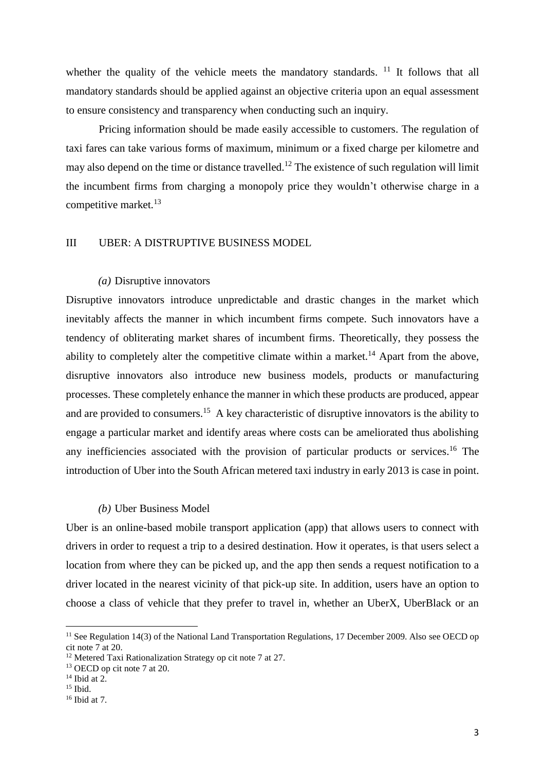whether the quality of the vehicle meets the mandatory standards. [11] It follows that all mandatory standards should be applied against an objective criteria upon an equal assessment to ensure consistency and transparency when conducting such an inquiry.

Pricing information should be made easily accessible to customers. The regulation of taxi fares can take various forms of maximum, minimum or a fixed charge per kilometre and may also depend on the time or distance travelled.[12] The existence of such regulation will limit the incumbent firms from charging a monopoly price they wouldn't otherwise charge in a competitive market.[13]

## III UBER: A DISTRUPTIVE BUSINESS MODEL

### *(a)* Disruptive innovators

Disruptive innovators introduce unpredictable and drastic changes in the market which inevitably affects the manner in which incumbent firms compete. Such innovators have a tendency of obliterating market shares of incumbent firms. Theoretically, they possess the ability to completely alter the competitive climate within a market.[14] Apart from the above, disruptive innovators also introduce new business models, products or manufacturing processes. These completely enhance the manner in which these products are produced, appear and are provided to consumers.[15] A key characteristic of disruptive innovators is the ability to engage a particular market and identify areas where costs can be ameliorated thus abolishing any inefficiencies associated with the provision of particular products or services.[16] The introduction of Uber into the South African metered taxi industry in early 2013 is case in point.

### *(b)* Uber Business Model

Uber is an online-based mobile transport application (app) that allows users to connect with drivers in order to request a trip to a desired destination. How it operates, is that users select a location from where they can be picked up, and the app then sends a request notification to a driver located in the nearest vicinity of that pick-up site. In addition, users have an option to choose a class of vehicle that they prefer to travel in, whether an UberX, UberBlack or an

---

[11] See Regulation 14(3) of the National Land Transportation Regulations, 17 December 2009. Also see OECD op cit note 7 at 20.

[12] Metered Taxi Rationalization Strategy op cit note 7 at 27.

[13] OECD op cit note 7 at 20.

[14] Ibid at 2.

[15] Ibid.

[16] Ibid at 7.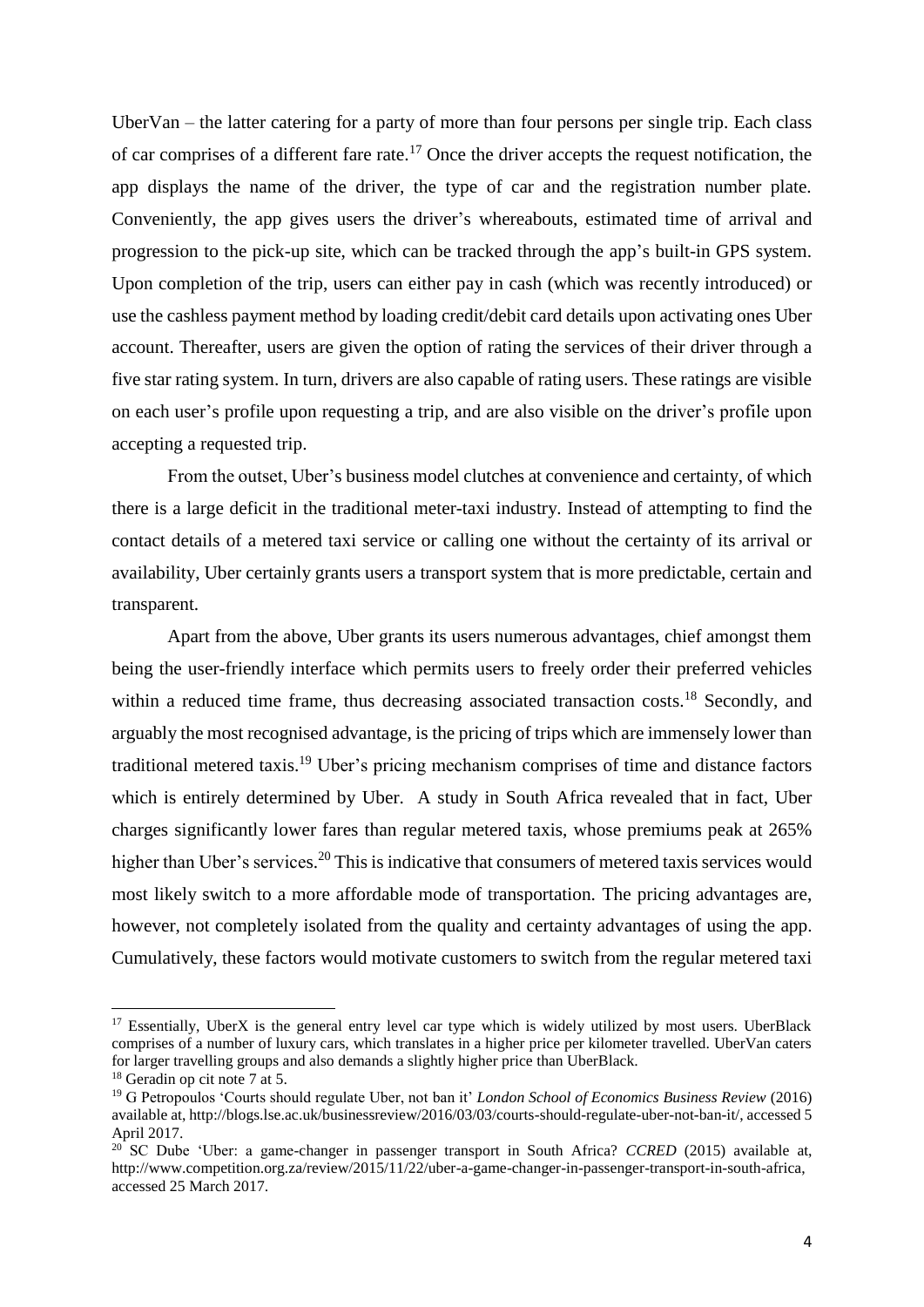UberVan – the latter catering for a party of more than four persons per single trip. Each class of car comprises of a different fare rate.[17] Once the driver accepts the request notification, the app displays the name of the driver, the type of car and the registration number plate. Conveniently, the app gives users the driver's whereabouts, estimated time of arrival and progression to the pick-up site, which can be tracked through the app's built-in GPS system. Upon completion of the trip, users can either pay in cash (which was recently introduced) or use the cashless payment method by loading credit/debit card details upon activating ones Uber account. Thereafter, users are given the option of rating the services of their driver through a five star rating system. In turn, drivers are also capable of rating users. These ratings are visible on each user's profile upon requesting a trip, and are also visible on the driver's profile upon accepting a requested trip.

From the outset, Uber's business model clutches at convenience and certainty, of which there is a large deficit in the traditional meter-taxi industry. Instead of attempting to find the contact details of a metered taxi service or calling one without the certainty of its arrival or availability, Uber certainly grants users a transport system that is more predictable, certain and transparent.

Apart from the above, Uber grants its users numerous advantages, chief amongst them being the user-friendly interface which permits users to freely order their preferred vehicles within a reduced time frame, thus decreasing associated transaction costs.[18] Secondly, and arguably the most recognised advantage, is the pricing of trips which are immensely lower than traditional metered taxis.[19] Uber's pricing mechanism comprises of time and distance factors which is entirely determined by Uber. A study in South Africa revealed that in fact, Uber charges significantly lower fares than regular metered taxis, whose premiums peak at 265% higher than Uber's services.[20] This is indicative that consumers of metered taxis services would most likely switch to a more affordable mode of transportation. The pricing advantages are, however, not completely isolated from the quality and certainty advantages of using the app. Cumulatively, these factors would motivate customers to switch from the regular metered taxi

---

[17] Essentially, UberX is the general entry level car type which is widely utilized by most users. UberBlack comprises of a number of luxury cars, which translates in a higher price per kilometer travelled. UberVan caters for larger travelling groups and also demands a slightly higher price than UberBlack.

[18] Geradin op cit note 7 at 5.

[19] G Petropoulos 'Courts should regulate Uber, not ban it' *London School of Economics Business Review* (2016) available at, http://blogs.lse.ac.uk/businessreview/2016/03/03/courts-should-regulate-uber-not-ban-it/, accessed 5 April 2017.

[20] SC Dube 'Uber: a game-changer in passenger transport in South Africa? *CCRED* (2015) available at, http://www.competition.org.za/review/2015/11/22/uber-a-game-changer-in-passenger-transport-in-south-africa, accessed 25 March 2017.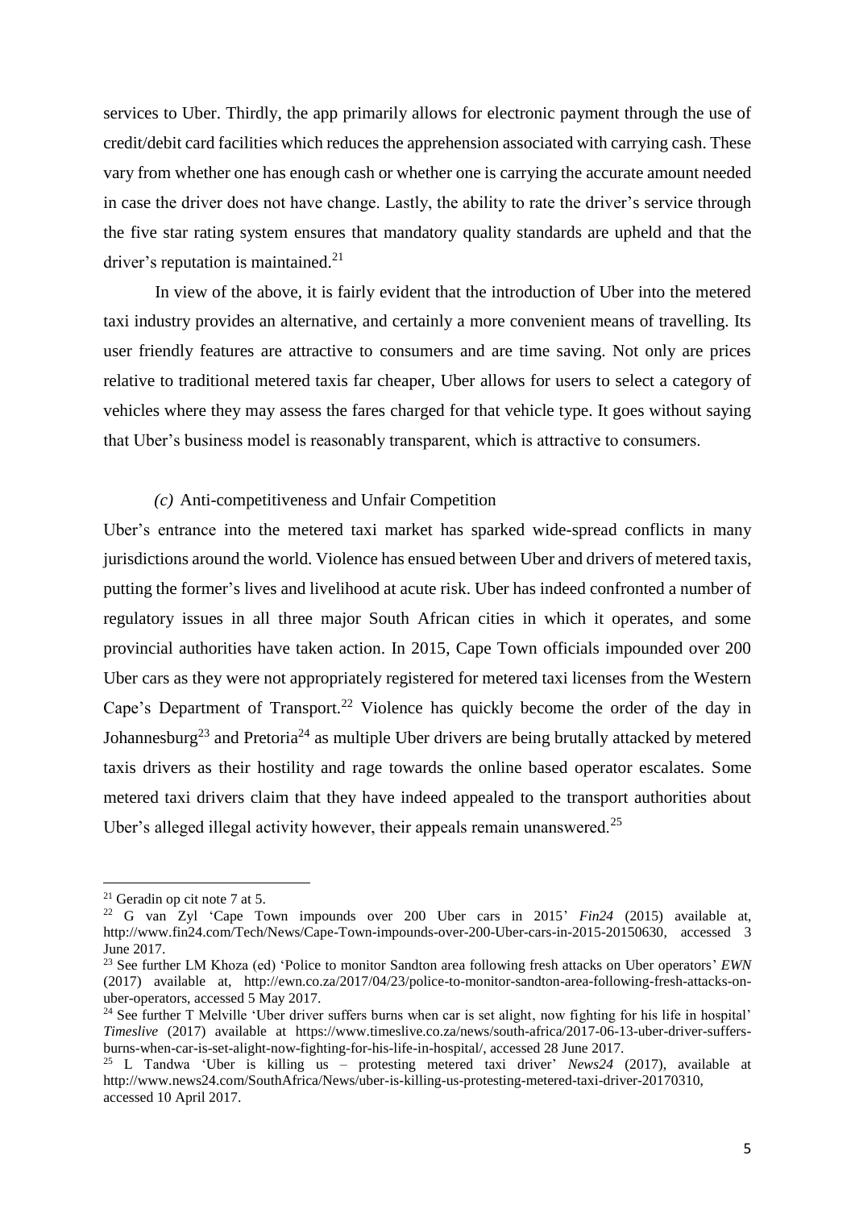services to Uber. Thirdly, the app primarily allows for electronic payment through the use of credit/debit card facilities which reduces the apprehension associated with carrying cash. These vary from whether one has enough cash or whether one is carrying the accurate amount needed in case the driver does not have change. Lastly, the ability to rate the driver's service through the five star rating system ensures that mandatory quality standards are upheld and that the driver's reputation is maintained.[21]

In view of the above, it is fairly evident that the introduction of Uber into the metered taxi industry provides an alternative, and certainly a more convenient means of travelling. Its user friendly features are attractive to consumers and are time saving. Not only are prices relative to traditional metered taxis far cheaper, Uber allows for users to select a category of vehicles where they may assess the fares charged for that vehicle type. It goes without saying that Uber's business model is reasonably transparent, which is attractive to consumers.

### *(c)* Anti-competitiveness and Unfair Competition

Uber's entrance into the metered taxi market has sparked wide-spread conflicts in many jurisdictions around the world. Violence has ensued between Uber and drivers of metered taxis, putting the former's lives and livelihood at acute risk. Uber has indeed confronted a number of regulatory issues in all three major South African cities in which it operates, and some provincial authorities have taken action. In 2015, Cape Town officials impounded over 200 Uber cars as they were not appropriately registered for metered taxi licenses from the Western Cape's Department of Transport.[22] Violence has quickly become the order of the day in Johannesburg[23] and Pretoria[24] as multiple Uber drivers are being brutally attacked by metered taxis drivers as their hostility and rage towards the online based operator escalates. Some metered taxi drivers claim that they have indeed appealed to the transport authorities about Uber's alleged illegal activity however, their appeals remain unanswered.[25]

---

[21] Geradin op cit note 7 at 5.

[22] G van Zyl 'Cape Town impounds over 200 Uber cars in 2015' *Fin24* (2015) available at, http://www.fin24.com/Tech/News/Cape-Town-impounds-over-200-Uber-cars-in-2015-20150630, accessed 3 June 2017.

[23] See further LM Khoza (ed) 'Police to monitor Sandton area following fresh attacks on Uber operators' *EWN* (2017) available at, http://ewn.co.za/2017/04/23/police-to-monitor-sandton-area-following-fresh-attacks-on-uber-operators, accessed 5 May 2017.

[24] See further T Melville 'Uber driver suffers burns when car is set alight, now fighting for his life in hospital' *Timeslive* (2017) available at https://www.timeslive.co.za/news/south-africa/2017-06-13-uber-driver-suffers-burns-when-car-is-set-alight-now-fighting-for-his-life-in-hospital/, accessed 28 June 2017.

[25] L Tandwa 'Uber is killing us – protesting metered taxi driver' *News24* (2017), available at http://www.news24.com/SouthAfrica/News/uber-is-killing-us-protesting-metered-taxi-driver-20170310, accessed 10 April 2017.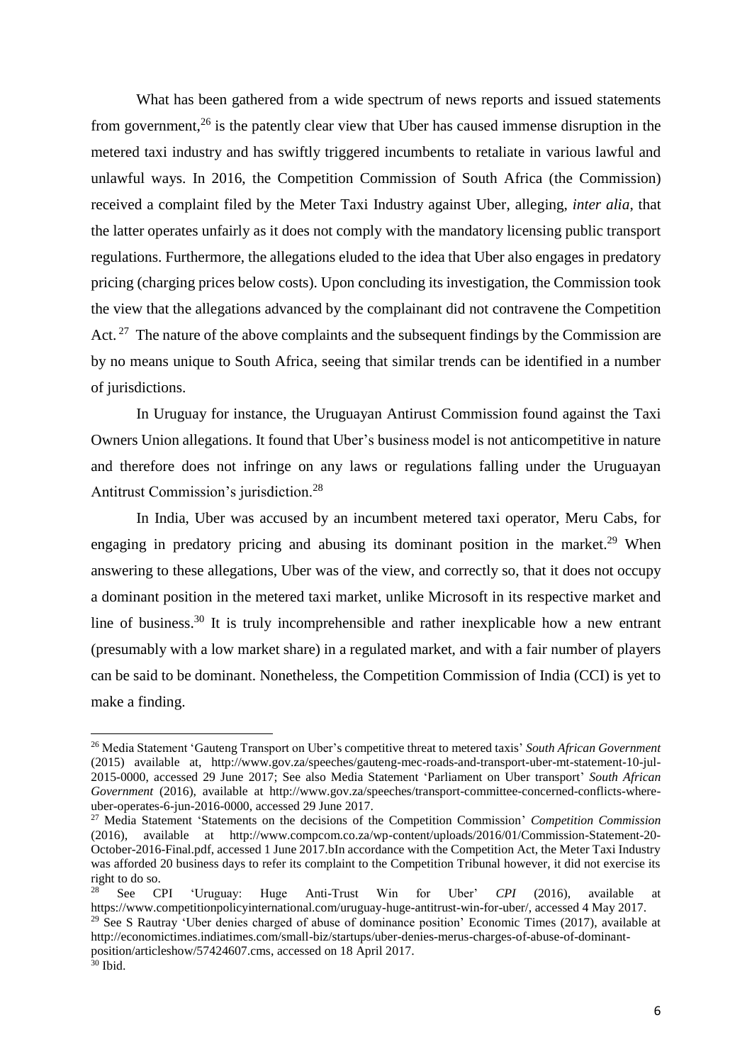What has been gathered from a wide spectrum of news reports and issued statements from government,[26] is the patently clear view that Uber has caused immense disruption in the metered taxi industry and has swiftly triggered incumbents to retaliate in various lawful and unlawful ways. In 2016, the Competition Commission of South Africa (the Commission) received a complaint filed by the Meter Taxi Industry against Uber, alleging, *inter alia*, that the latter operates unfairly as it does not comply with the mandatory licensing public transport regulations. Furthermore, the allegations eluded to the idea that Uber also engages in predatory pricing (charging prices below costs). Upon concluding its investigation, the Commission took the view that the allegations advanced by the complainant did not contravene the Competition Act.[27] The nature of the above complaints and the subsequent findings by the Commission are by no means unique to South Africa, seeing that similar trends can be identified in a number of jurisdictions.

In Uruguay for instance, the Uruguayan Antitrust Commission found against the Taxi Owners Union allegations. It found that Uber's business model is not anticompetitive in nature and therefore does not infringe on any laws or regulations falling under the Uruguayan Antitrust Commission's jurisdiction.[28]

In India, Uber was accused by an incumbent metered taxi operator, Meru Cabs, for engaging in predatory pricing and abusing its dominant position in the market.[29] When answering to these allegations, Uber was of the view, and correctly so, that it does not occupy a dominant position in the metered taxi market, unlike Microsoft in its respective market and line of business.[30] It is truly incomprehensible and rather inexplicable how a new entrant (presumably with a low market share) in a regulated market, and with a fair number of players can be said to be dominant. Nonetheless, the Competition Commission of India (CCI) is yet to make a finding.

---

[26] Media Statement 'Gauteng Transport on Uber's competitive threat to metered taxis' *South African Government* (2015) available at, http://www.gov.za/speeches/gauteng-mec-roads-and-transport-uber-mt-statement-10-jul-2015-0000, accessed 29 June 2017; See also Media Statement 'Parliament on Uber transport' *South African Government* (2016), available at http://www.gov.za/speeches/transport-committee-concerned-conflicts-where-uber-operates-6-jun-2016-0000, accessed 29 June 2017.

[27] Media Statement 'Statements on the decisions of the Competition Commission' *Competition Commission* (2016), available at http://www.compcom.co.za/wp-content/uploads/2016/01/Commission-Statement-20-October-2016-Final.pdf, accessed 1 June 2017.bIn accordance with the Competition Act, the Meter Taxi Industry was afforded 20 business days to refer its complaint to the Competition Tribunal however, it did not exercise its right to do so.

[28] See CPI 'Uruguay: Huge Anti-Trust Win for Uber' *CPI* (2016), available at https://www.competitionpolicyinternational.com/uruguay-huge-antitrust-win-for-uber/, accessed 4 May 2017.

[29] See S Rautray 'Uber denies charged of abuse of dominance position' Economic Times (2017), available at http://economictimes.indiatimes.com/small-biz/startups/uber-denies-merus-charges-of-abuse-of-dominant-position/articleshow/57424607.cms, accessed on 18 April 2017.

[30] Ibid.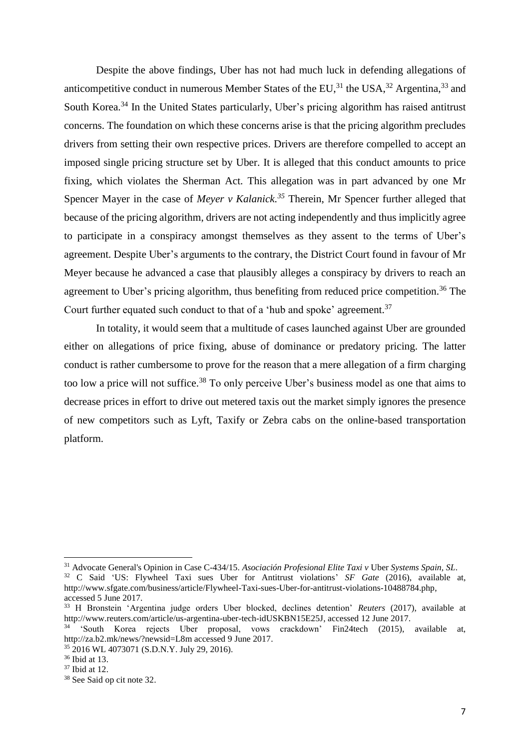Despite the above findings, Uber has not had much luck in defending allegations of anticompetitive conduct in numerous Member States of the EU,[31] the USA,[32] Argentina,[33] and South Korea.[34] In the United States particularly, Uber's pricing algorithm has raised antitrust concerns. The foundation on which these concerns arise is that the pricing algorithm precludes drivers from setting their own respective prices. Drivers are therefore compelled to accept an imposed single pricing structure set by Uber. It is alleged that this conduct amounts to price fixing, which violates the Sherman Act. This allegation was in part advanced by one Mr Spencer Mayer in the case of *Meyer v Kalanick.[35]* Therein, Mr Spencer further alleged that because of the pricing algorithm, drivers are not acting independently and thus implicitly agree to participate in a conspiracy amongst themselves as they assent to the terms of Uber's agreement. Despite Uber's arguments to the contrary, the District Court found in favour of Mr Meyer because he advanced a case that plausibly alleges a conspiracy by drivers to reach an agreement to Uber's pricing algorithm, thus benefiting from reduced price competition.[36] The Court further equated such conduct to that of a 'hub and spoke' agreement.[37]

In totality, it would seem that a multitude of cases launched against Uber are grounded either on allegations of price fixing, abuse of dominance or predatory pricing. The latter conduct is rather cumbersome to prove for the reason that a mere allegation of a firm charging too low a price will not suffice.[38] To only perceive Uber's business model as one that aims to decrease prices in effort to drive out metered taxis out the market simply ignores the presence of new competitors such as Lyft, Taxify or Zebra cabs on the online-based transportation platform.

---

[31] Advocate General's Opinion in Case C-434/15. *Asociación Profesional Elite Taxi v* Uber *Systems Spain, SL*.

[32] C Said 'US: Flywheel Taxi sues Uber for Antitrust violations' *SF Gate* (2016), available at, http://www.sfgate.com/business/article/Flywheel-Taxi-sues-Uber-for-antitrust-violations-10488784.php, accessed 5 June 2017.

[33] H Bronstein 'Argentina judge orders Uber blocked, declines detention' *Reuters* (2017), available at http://www.reuters.com/article/us-argentina-uber-tech-idUSKBN15E25J, accessed 12 June 2017.

[34] 'South Korea rejects Uber proposal, vows crackdown' Fin24tech (2015), available at, http://za.b2.mk/news/?newsid=L8m accessed 9 June 2017.

[35] 2016 WL 4073071 (S.D.N.Y. July 29, 2016).

[36] Ibid at 13.

[37] Ibid at 12.

[38] See Said op cit note 32.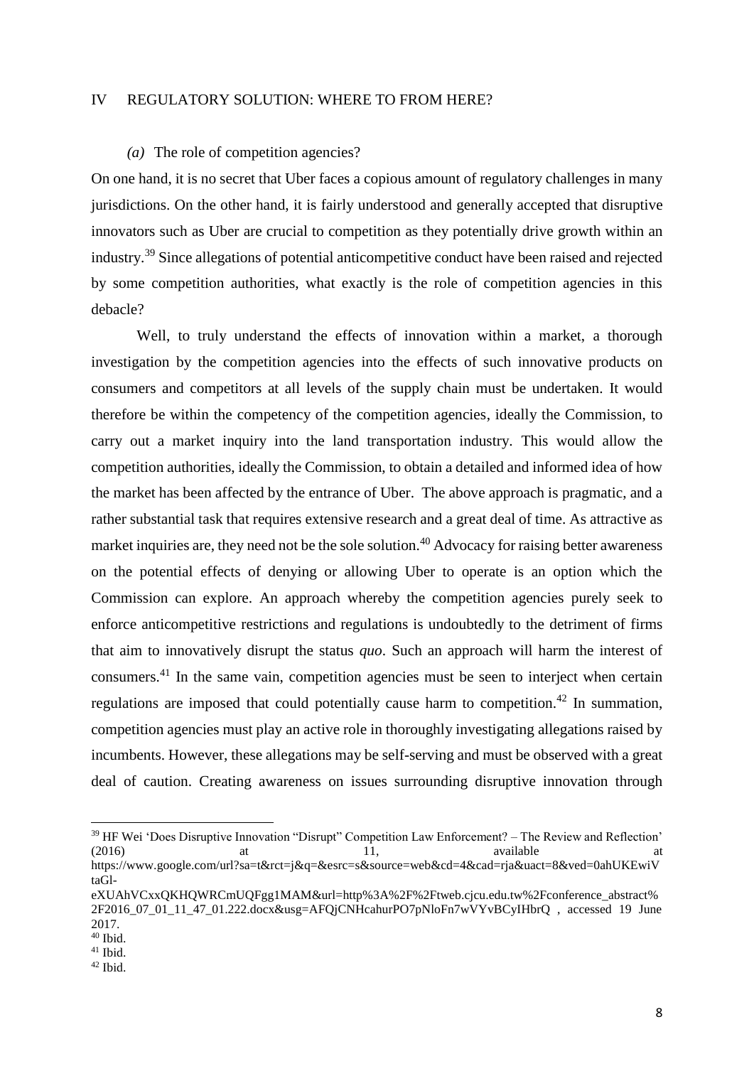## IV REGULATORY SOLUTION: WHERE TO FROM HERE?

### *(a)* The role of competition agencies?

On one hand, it is no secret that Uber faces a copious amount of regulatory challenges in many jurisdictions. On the other hand, it is fairly understood and generally accepted that disruptive innovators such as Uber are crucial to competition as they potentially drive growth within an industry.[39] Since allegations of potential anticompetitive conduct have been raised and rejected by some competition authorities, what exactly is the role of competition agencies in this debacle?

Well, to truly understand the effects of innovation within a market, a thorough investigation by the competition agencies into the effects of such innovative products on consumers and competitors at all levels of the supply chain must be undertaken. It would therefore be within the competency of the competition agencies, ideally the Commission, to carry out a market inquiry into the land transportation industry. This would allow the competition authorities, ideally the Commission, to obtain a detailed and informed idea of how the market has been affected by the entrance of Uber. The above approach is pragmatic, and a rather substantial task that requires extensive research and a great deal of time. As attractive as market inquiries are, they need not be the sole solution.[40] Advocacy for raising better awareness on the potential effects of denying or allowing Uber to operate is an option which the Commission can explore. An approach whereby the competition agencies purely seek to enforce anticompetitive restrictions and regulations is undoubtedly to the detriment of firms that aim to innovatively disrupt the status *quo*. Such an approach will harm the interest of consumers.[41] In the same vain, competition agencies must be seen to interject when certain regulations are imposed that could potentially cause harm to competition.[42] In summation, competition agencies must play an active role in thoroughly investigating allegations raised by incumbents. However, these allegations may be self-serving and must be observed with a great deal of caution. Creating awareness on issues surrounding disruptive innovation through

---

[39] HF Wei 'Does Disruptive Innovation "Disrupt" Competition Law Enforcement? – The Review and Reflection' (2016) at 11, available at https://www.google.com/url?sa=t&rct=j&q=&esrc=s&source=web&cd=4&cad=rja&uact=8&ved=0ahUKEwiVtaGl-eXUAhVCxxQKHQWRCmUQFgg1MAM&url=http%3A%2F%2Ftweb.cjcu.edu.tw%2Fconference_abstract%2F2016_07_01_11_47_01.222.docx&usg=AFQjCNHcahurPO7pNloFn7wVYvBCyIHbrQ , accessed 19 June 2017.

[40] Ibid.

[41] Ibid.

[42] Ibid.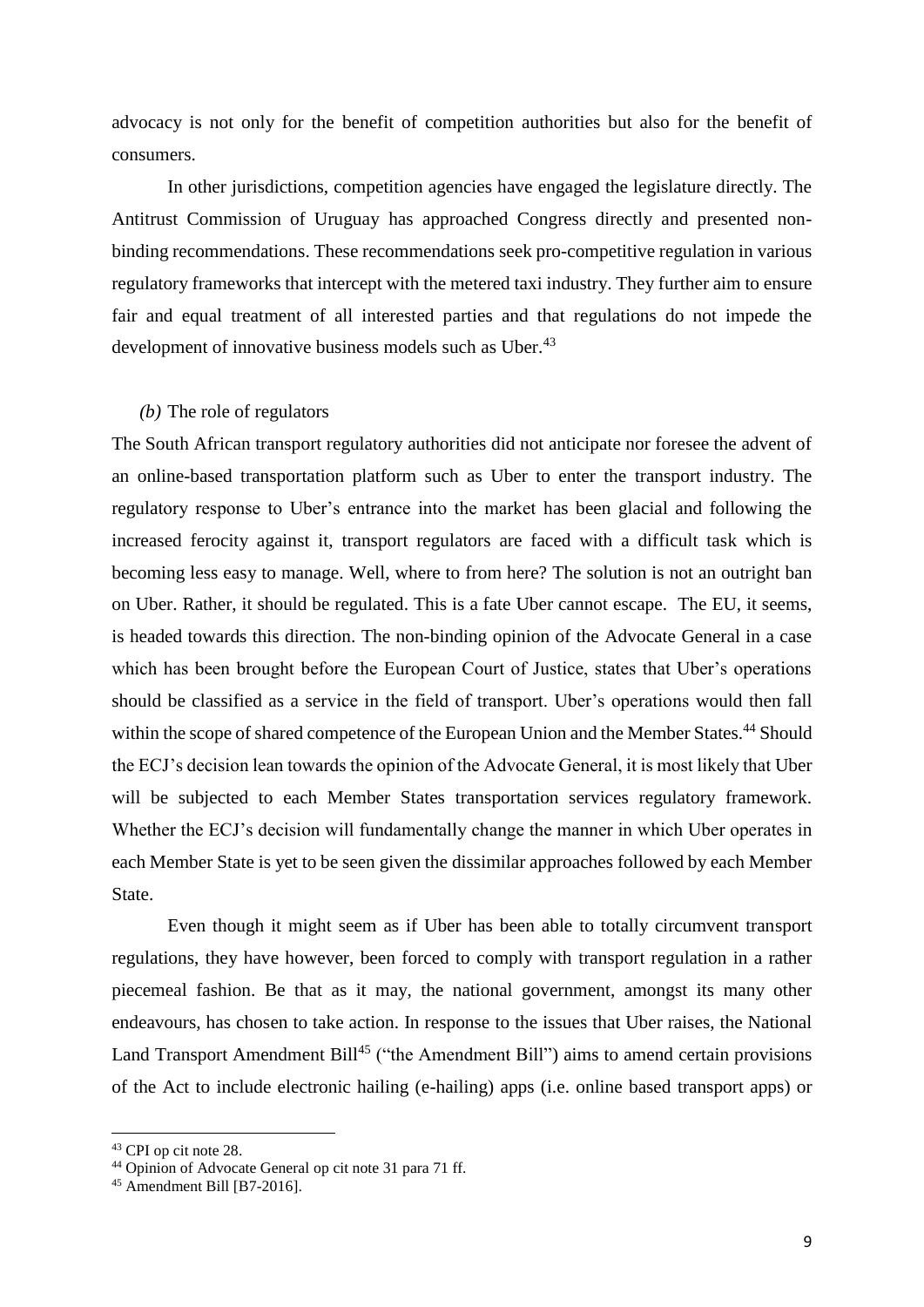advocacy is not only for the benefit of competition authorities but also for the benefit of consumers.

In other jurisdictions, competition agencies have engaged the legislature directly. The Antitrust Commission of Uruguay has approached Congress directly and presented non-binding recommendations. These recommendations seek pro-competitive regulation in various regulatory frameworks that intercept with the metered taxi industry. They further aim to ensure fair and equal treatment of all interested parties and that regulations do not impede the development of innovative business models such as Uber.[43]

*(b)* The role of regulators

The South African transport regulatory authorities did not anticipate nor foresee the advent of an online-based transportation platform such as Uber to enter the transport industry. The regulatory response to Uber's entrance into the market has been glacial and following the increased ferocity against it, transport regulators are faced with a difficult task which is becoming less easy to manage. Well, where to from here? The solution is not an outright ban on Uber. Rather, it should be regulated. This is a fate Uber cannot escape. The EU, it seems, is headed towards this direction. The non-binding opinion of the Advocate General in a case which has been brought before the European Court of Justice, states that Uber's operations should be classified as a service in the field of transport. Uber's operations would then fall within the scope of shared competence of the European Union and the Member States.[44] Should the ECJ's decision lean towards the opinion of the Advocate General, it is most likely that Uber will be subjected to each Member States transportation services regulatory framework. Whether the ECJ's decision will fundamentally change the manner in which Uber operates in each Member State is yet to be seen given the dissimilar approaches followed by each Member State.

Even though it might seem as if Uber has been able to totally circumvent transport regulations, they have however, been forced to comply with transport regulation in a rather piecemeal fashion. Be that as it may, the national government, amongst its many other endeavours, has chosen to take action. In response to the issues that Uber raises, the National Land Transport Amendment Bill[45] ("the Amendment Bill") aims to amend certain provisions of the Act to include electronic hailing (e-hailing) apps (i.e. online based transport apps) or

---

[43] CPI op cit note 28.

[44] Opinion of Advocate General op cit note 31 para 71 ff.

[45] Amendment Bill [B7-2016].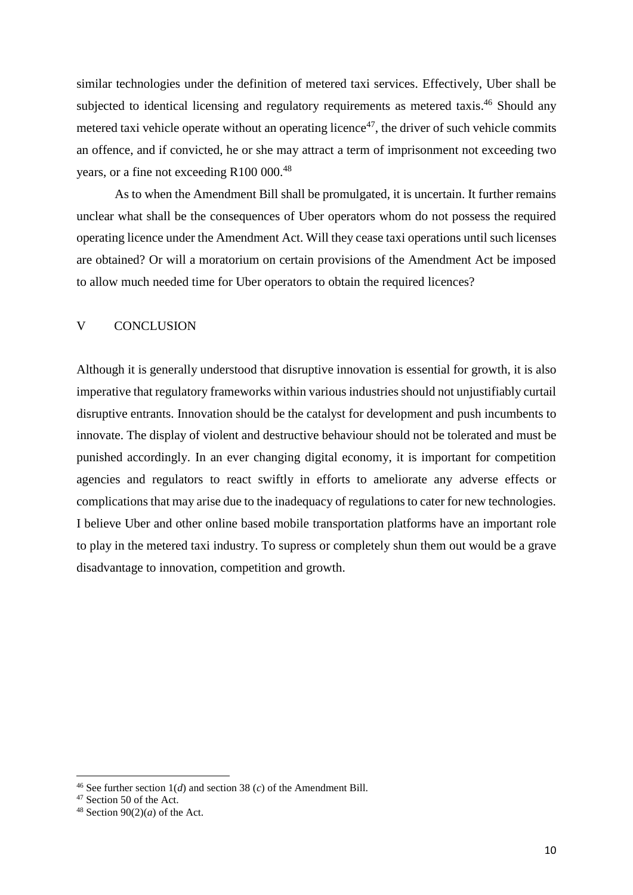similar technologies under the definition of metered taxi services. Effectively, Uber shall be subjected to identical licensing and regulatory requirements as metered taxis.[46] Should any metered taxi vehicle operate without an operating licence[47], the driver of such vehicle commits an offence, and if convicted, he or she may attract a term of imprisonment not exceeding two years, or a fine not exceeding R100 000.[48]

As to when the Amendment Bill shall be promulgated, it is uncertain. It further remains unclear what shall be the consequences of Uber operators whom do not possess the required operating licence under the Amendment Act. Will they cease taxi operations until such licenses are obtained? Or will a moratorium on certain provisions of the Amendment Act be imposed to allow much needed time for Uber operators to obtain the required licences?

## V CONCLUSION

Although it is generally understood that disruptive innovation is essential for growth, it is also imperative that regulatory frameworks within various industries should not unjustifiably curtail disruptive entrants. Innovation should be the catalyst for development and push incumbents to innovate. The display of violent and destructive behaviour should not be tolerated and must be punished accordingly. In an ever changing digital economy, it is important for competition agencies and regulators to react swiftly in efforts to ameliorate any adverse effects or complications that may arise due to the inadequacy of regulations to cater for new technologies. I believe Uber and other online based mobile transportation platforms have an important role to play in the metered taxi industry. To supress or completely shun them out would be a grave disadvantage to innovation, competition and growth.

---

[46] See further section 1(*d*) and section 38 (*c*) of the Amendment Bill.

[47] Section 50 of the Act.

[48] Section 90(2)(*a*) of the Act.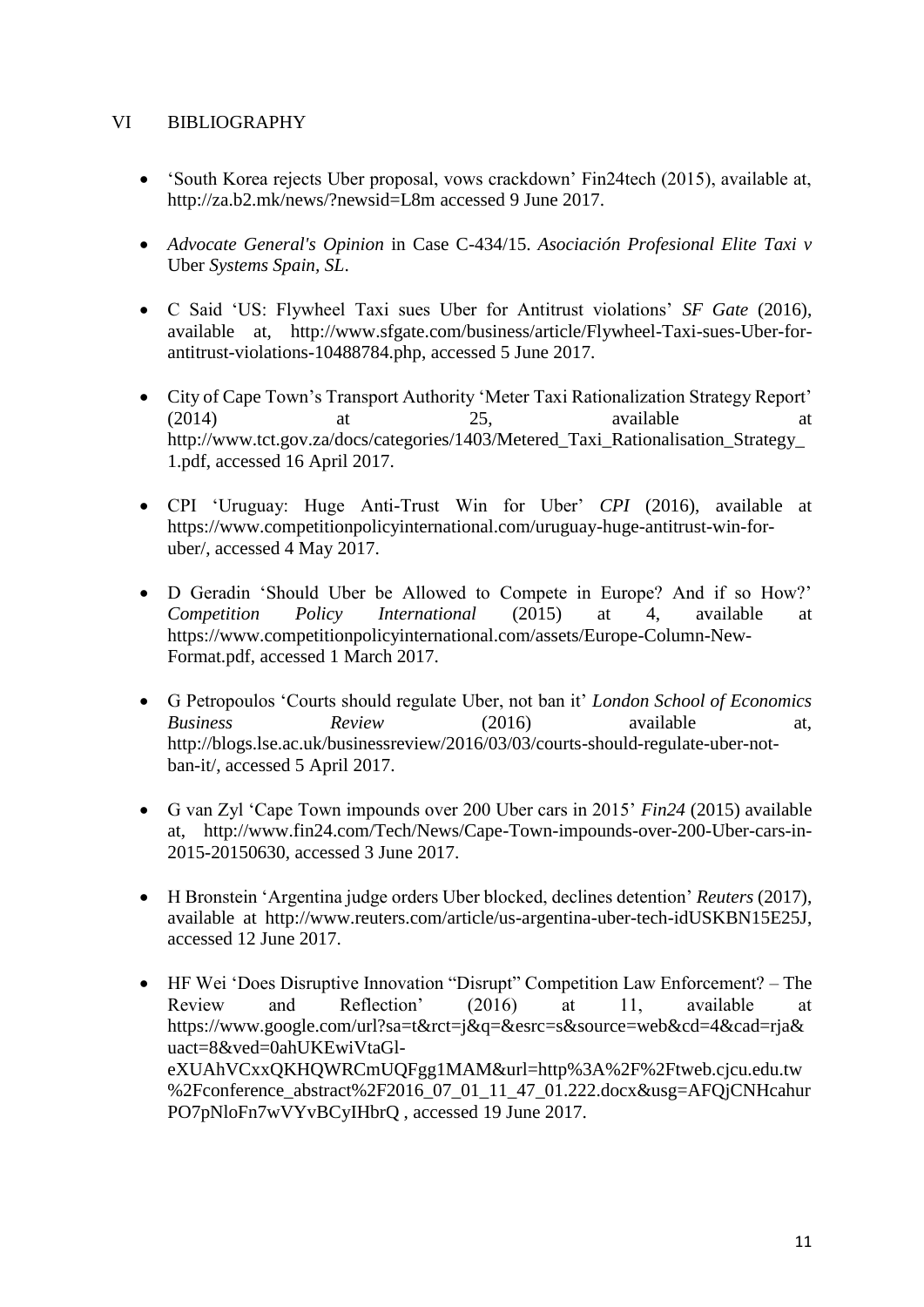## VI BIBLIOGRAPHY

- 'South Korea rejects Uber proposal, vows crackdown' Fin24tech (2015), available at, http://za.b2.mk/news/?newsid=L8m accessed 9 June 2017.

- *Advocate General's Opinion* in Case C-434/15. *Asociación Profesional Elite Taxi v* Uber *Systems Spain, SL*.

- C Said 'US: Flywheel Taxi sues Uber for Antitrust violations' *SF Gate* (2016), available at, http://www.sfgate.com/business/article/Flywheel-Taxi-sues-Uber-for-antitrust-violations-10488784.php, accessed 5 June 2017.

- City of Cape Town's Transport Authority 'Meter Taxi Rationalization Strategy Report' (2014) at 25, available at http://www.tct.gov.za/docs/categories/1403/Metered_Taxi_Rationalisation_Strategy_1.pdf, accessed 16 April 2017.

- CPI 'Uruguay: Huge Anti-Trust Win for Uber' *CPI* (2016), available at https://www.competitionpolicyinternational.com/uruguay-huge-antitrust-win-for-uber/, accessed 4 May 2017.

- D Geradin 'Should Uber be Allowed to Compete in Europe? And if so How?' *Competition Policy International* (2015) at 4, available at https://www.competitionpolicyinternational.com/assets/Europe-Column-New-Format.pdf, accessed 1 March 2017.

- G Petropoulos 'Courts should regulate Uber, not ban it' *London School of Economics Business Review* (2016) available at, http://blogs.lse.ac.uk/businessreview/2016/03/03/courts-should-regulate-uber-not-ban-it/, accessed 5 April 2017.

- G van Zyl 'Cape Town impounds over 200 Uber cars in 2015' *Fin24* (2015) available at, http://www.fin24.com/Tech/News/Cape-Town-impounds-over-200-Uber-cars-in-2015-20150630, accessed 3 June 2017.

- H Bronstein 'Argentina judge orders Uber blocked, declines detention' *Reuters* (2017), available at http://www.reuters.com/article/us-argentina-uber-tech-idUSKBN15E25J, accessed 12 June 2017.

- HF Wei 'Does Disruptive Innovation "Disrupt" Competition Law Enforcement? – The Review and Reflection' (2016) at 11, available at https://www.google.com/url?sa=t&rct=j&q=&esrc=s&source=web&cd=4&cad=rja&uact=8&ved=0ahUKEwiVtaGl-eXUAhVCxxQKHQWRCmUQFgg1MAM&url=http%3A%2F%2Ftweb.cjcu.edu.tw%2Fconference_abstract%2F2016_07_01_11_47_01.222.docx&usg=AFQjCNHcahurPO7pNloFn7wVYvBCyIHbrQ , accessed 19 June 2017.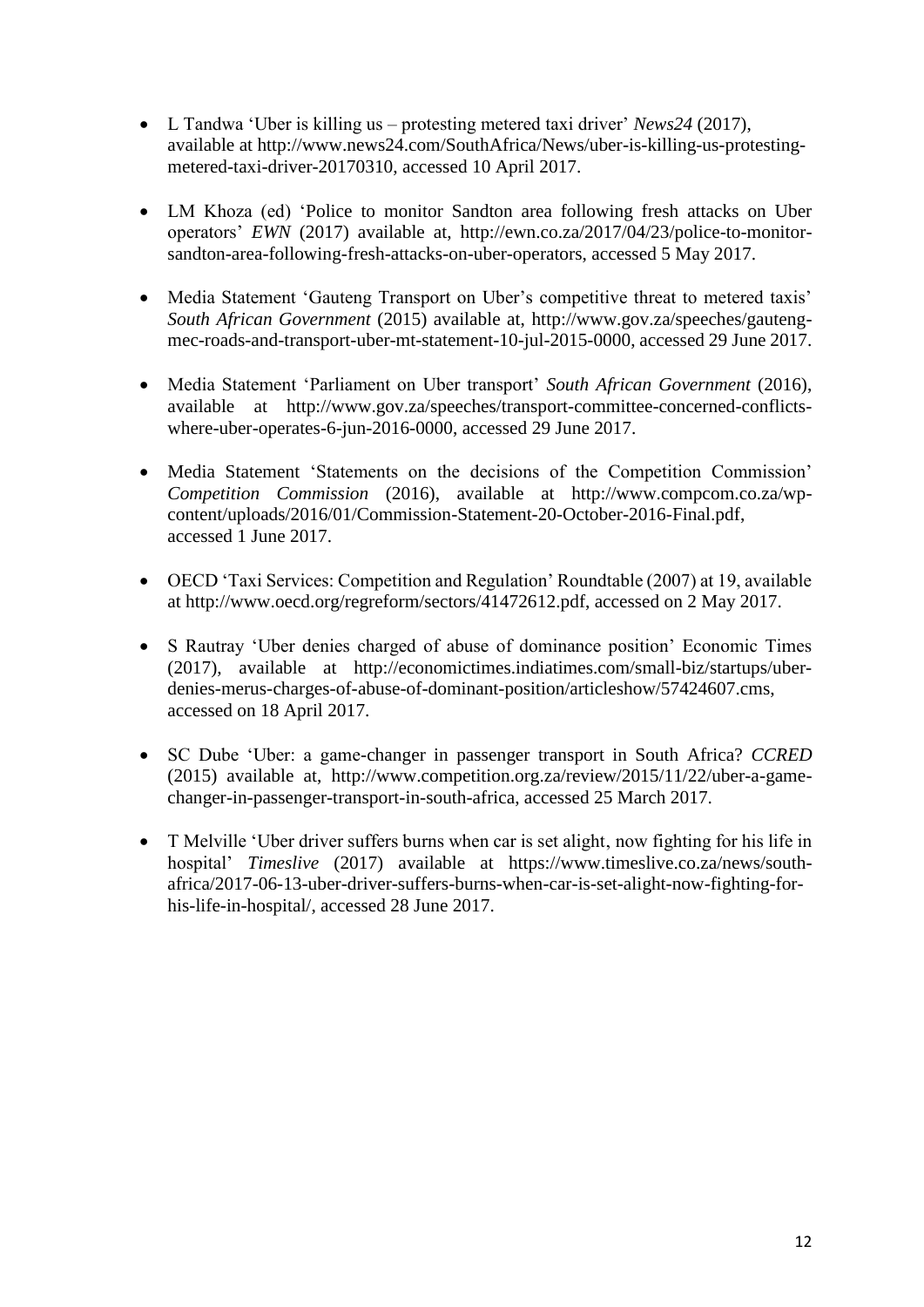- L Tandwa 'Uber is killing us – protesting metered taxi driver' *News24* (2017), available at http://www.news24.com/SouthAfrica/News/uber-is-killing-us-protesting-metered-taxi-driver-20170310, accessed 10 April 2017.

- LM Khoza (ed) 'Police to monitor Sandton area following fresh attacks on Uber operators' *EWN* (2017) available at, http://ewn.co.za/2017/04/23/police-to-monitor-sandton-area-following-fresh-attacks-on-uber-operators, accessed 5 May 2017.

- Media Statement 'Gauteng Transport on Uber's competitive threat to metered taxis' *South African Government* (2015) available at, http://www.gov.za/speeches/gauteng-mec-roads-and-transport-uber-mt-statement-10-jul-2015-0000, accessed 29 June 2017.

- Media Statement 'Parliament on Uber transport' *South African Government* (2016), available at http://www.gov.za/speeches/transport-committee-concerned-conflicts-where-uber-operates-6-jun-2016-0000, accessed 29 June 2017.

- Media Statement 'Statements on the decisions of the Competition Commission' *Competition Commission* (2016), available at http://www.compcom.co.za/wp-content/uploads/2016/01/Commission-Statement-20-October-2016-Final.pdf, accessed 1 June 2017.

- OECD 'Taxi Services: Competition and Regulation' Roundtable (2007) at 19, available at http://www.oecd.org/regreform/sectors/41472612.pdf, accessed on 2 May 2017.

- S Rautray 'Uber denies charged of abuse of dominance position' Economic Times (2017), available at http://economictimes.indiatimes.com/small-biz/startups/uber-denies-merus-charges-of-abuse-of-dominant-position/articleshow/57424607.cms, accessed on 18 April 2017.

- SC Dube 'Uber: a game-changer in passenger transport in South Africa? *CCRED* (2015) available at, http://www.competition.org.za/review/2015/11/22/uber-a-game-changer-in-passenger-transport-in-south-africa, accessed 25 March 2017.

- T Melville 'Uber driver suffers burns when car is set alight, now fighting for his life in hospital' *Timeslive* (2017) available at https://www.timeslive.co.za/news/south-africa/2017-06-13-uber-driver-suffers-burns-when-car-is-set-alight-now-fighting-for-his-life-in-hospital/, accessed 28 June 2017.